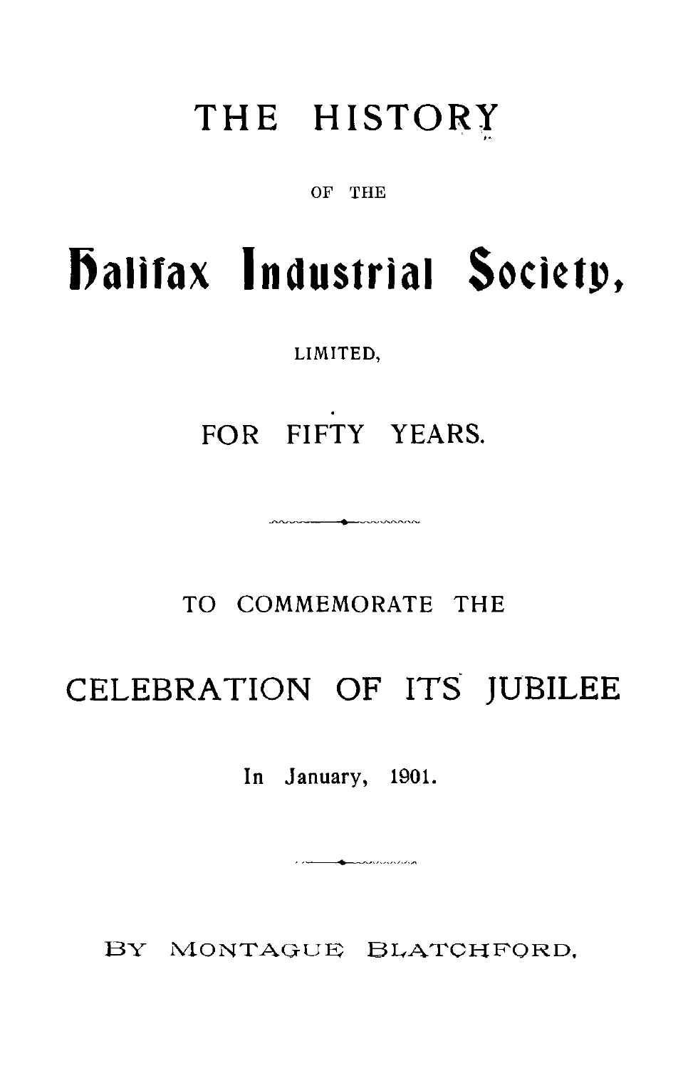# THE HISTORY

OF THE

# Halifax Industrial Society,

LIMITED,

## FOR FIFTY YEARS.

TO COMMEMORATE THE

## CELEBRATION OF ITS JUBILEE

In January, 1901.

BY MONTAGUE BLATCHFORD.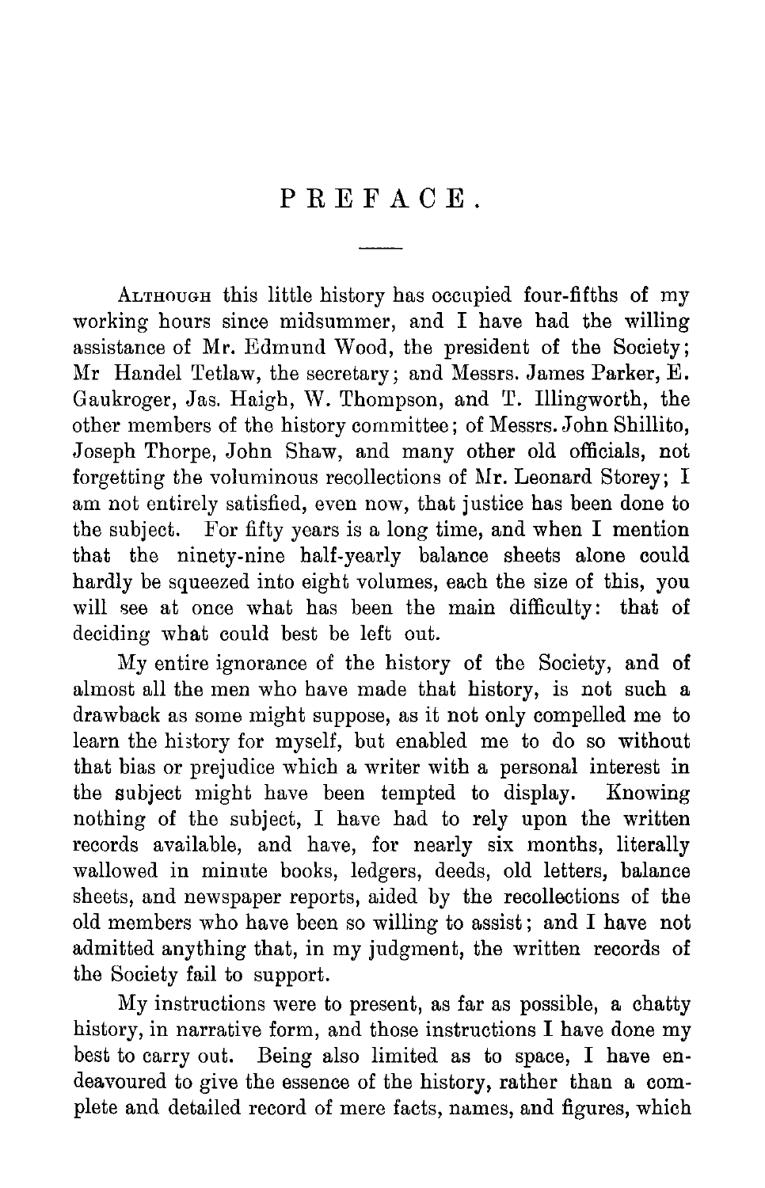# PREFACE.

Although this little history has occupied four-fifths of my working hours since midsummer, and I have had the willing assistance of Mr. Edmund Wood, the president of the Society; Mr Handel Tetlaw, the secretary; and Messrs. James Parker, E. Gaukroger, Jas. Haigh, W. Thompson, and T. Illingworth, the other members of the history committee; of Messrs. John Shillito, Joseph Thorpe, John Shaw, and many other old officials, not forgetting the voluminous recollections of Mr. Leonard Storey; I am not entirely satisfied, even now, that justice has been done to the subject. For fifty years is a long time, and when I mention that the ninety-nine half-yearly balance sheets alone could hardly be squeezed into eight volumes, each the size of this, you will see at once what has been the main difficulty: that of deciding what could best be left out.

My entire ignorance of the history of the Society, and of almost all the men who have made that history, is not such a drawback as some might suppose, as it not only compelled me to learn the history for myself, but enabled me to do so without that bias or prejudice which a writer with a personal interest in the subject might have been tempted to display. Knowing nothing of the subject, I have had to rely upon the written records available, and have, for nearly six months, literally wallowed in minute books, ledgers, deeds, old letters, balance sheets, and newspaper reports, aided by the recollections of the old members who have been so willing to assist; and I have not admitted anything that, in my judgment, the written records of the Society fail to support.

My instructions were to present, as far as possible, a chatty history, in narrative form, and those instructions I have done my best to carry out. Being also limited as to space, I have endeavoured to give the essence of the history, rather than a complete and detailed record of mere facts, names, and figures, which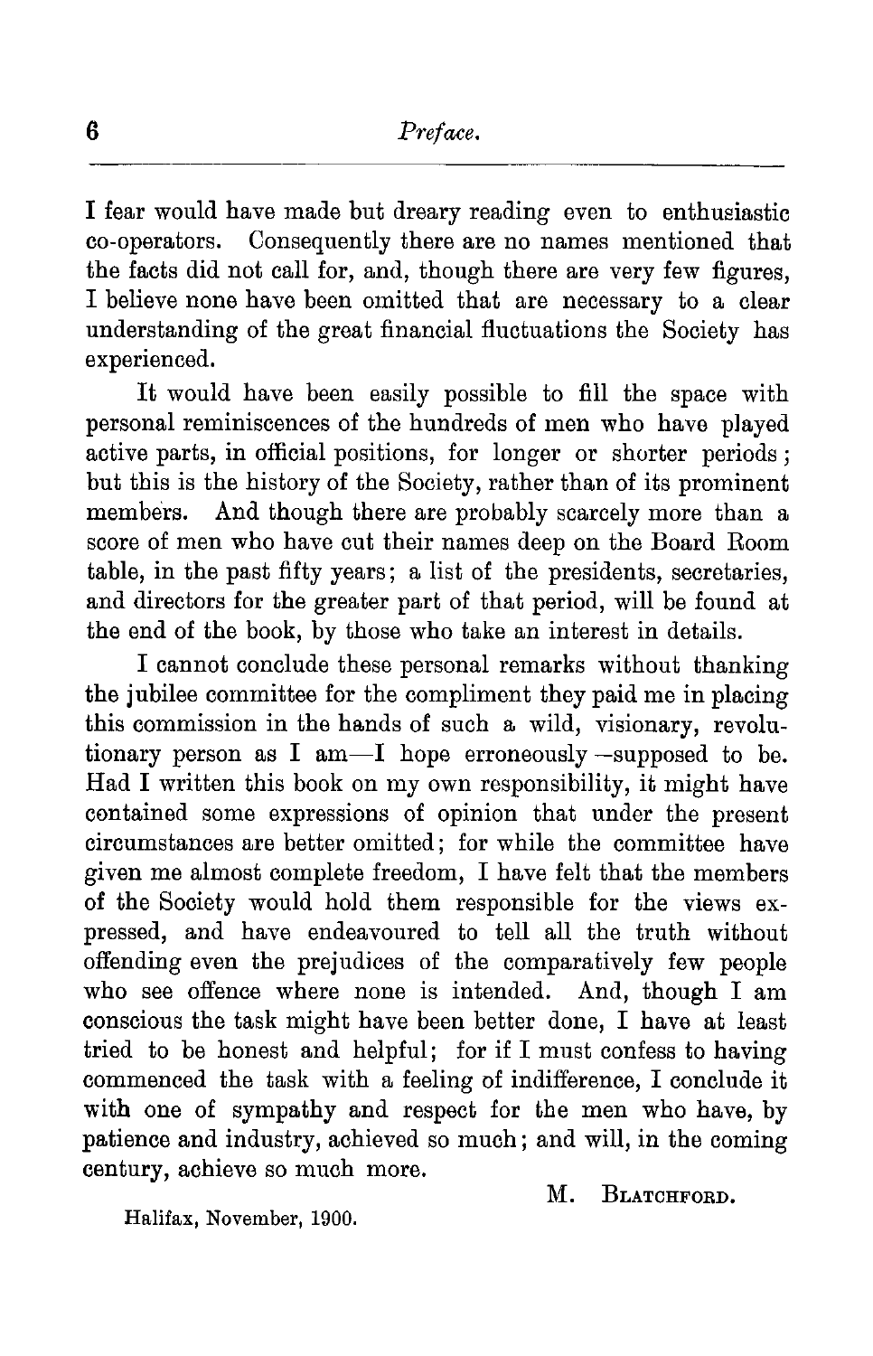I fear would have made but dreary reading even to enthusiastic co-operators. Consequently there are no names mentioned that the facts did not call for, and, though there are very few figures, I believe none have been omitted that are necessary to a clear understanding of the great financial fluctuations the Society has experienced.

It would have been easily possible to fill the space with personal reminiscences of the hundreds of men who have played active parts, in official positions, for longer or shorter periods; but this is the history of the Society, rather than of its prominent members. And though there are probably scarcely more than a score of men who have cut their names deep on the Board Room table, in the past fifty years; a list of the presidents, secretaries, and directors for the greater part of that period, will be found at the end of the book, by those who take an interest in details.

I cannot conclude these personal remarks without thanking the jubilee committee for the compliment they paid me in placing this commission in the hands of such a wild, visionary, revolutionary person as I am—I hope erroneously—supposed to be. Had I written this book on my own responsibility, it might have contained some expressions of opinion that under the present circumstances are better omitted; for while the committee have given me almost complete freedom, I have felt that the members of the Society would hold them responsible for the views expressed, and have endeavoured to tell all the truth without offending even the prejudices of the comparatively few people who see offence where none is intended. And, though I am conscious the task might have been better done, I have at least tried to be honest and helpful; for if I must confess to having commenced the task with a feeling of indifference, I conclude it with one of sympathy and respect for the men who have, by patience and industry, achieved so much; and will, in the coming century, achieve so much more.

M. Blatchford.

Halifax, November, 1900.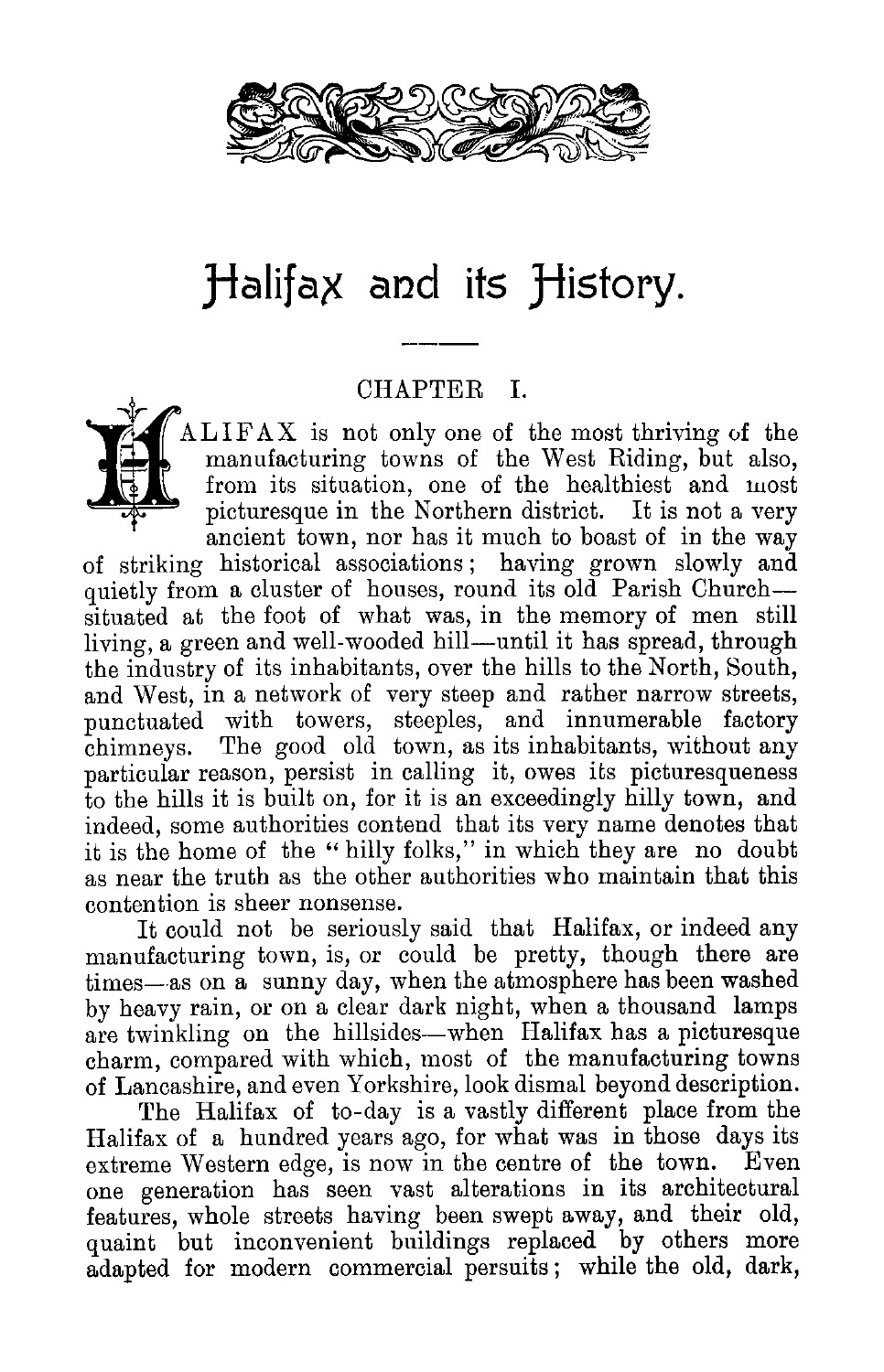# Halifax and its History.

## CHAPTER I.

HALIFAX is not only one of the most thriving of the manufacturing towns of the West Riding, but also, from its situation, one of the healthiest and most picturesque in the Northern district. It is not a very ancient town, nor has it much to boast of in the way of striking historical associations; having grown slowly and quietly from a cluster of houses, round its old Parish Church—situated at the foot of what was, in the memory of men still living, a green and well-wooded hill—until it has spread, through the industry of its inhabitants, over the hills to the North, South, and West, in a network of very steep and rather narrow streets, punctuated with towers, steeples, and innumerable factory chimneys. The good old town, as its inhabitants, without any particular reason, persist in calling it, owes its picturesqueness to the hills it is built on, for it is an exceedingly hilly town, and indeed, some authorities contend that its very name denotes that it is the home of the "hilly folks," in which they are no doubt as near the truth as the other authorities who maintain that this contention is sheer nonsense.

It could not be seriously said that Halifax, or indeed any manufacturing town, is, or could be pretty, though there are times—as on a sunny day, when the atmosphere has been washed by heavy rain, or on a clear dark night, when a thousand lamps are twinkling on the hillsides—when Halifax has a picturesque charm, compared with which, most of the manufacturing towns of Lancashire, and even Yorkshire, look dismal beyond description.

The Halifax of to-day is a vastly different place from the Halifax of a hundred years ago, for what was in those days its extreme Western edge, is now in the centre of the town. Even one generation has seen vast alterations in its architectural features, whole streets having been swept away, and their old, quaint but inconvenient buildings replaced by others more adapted for modern commercial persuits; while the old, dark,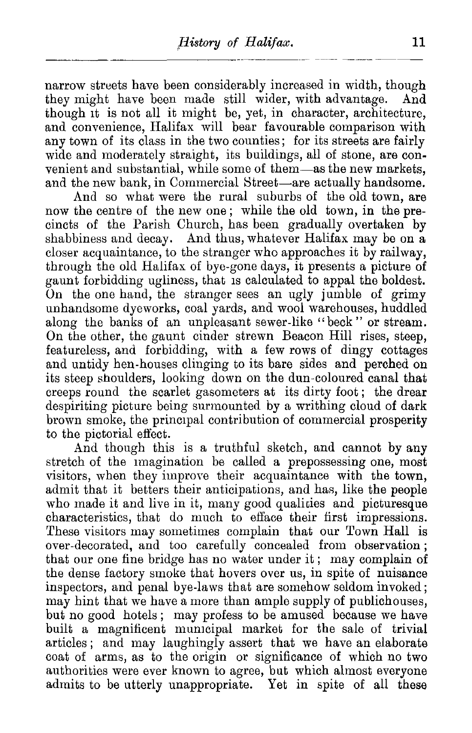narrow streets have been considerably increased in width, though they might have been made still wider, with advantage. And though it is not all it might be, yet, in character, architecture, and convenience, Halifax will bear favourable comparison with any town of its class in the two counties; for its streets are fairly wide and moderately straight, its buildings, all of stone, are convenient and substantial, while some of them—as the new markets, and the new bank, in Commercial Street—are actually handsome.

And so what were the rural suburbs of the old town, are now the centre of the new one; while the old town, in the precincts of the Parish Church, has been gradually overtaken by shabbiness and decay. And thus, whatever Halifax may be on a closer acquaintance, to the stranger who approaches it by railway, through the old Halifax of bye-gone days, it presents a picture of gaunt forbidding ugliness, that is calculated to appal the boldest. On the one hand, the stranger sees an ugly jumble of grimy unhandsome dyeworks, coal yards, and wool warehouses, huddled along the banks of an unpleasant sewer-like "beck" or stream. On the other, the gaunt cinder strewn Beacon Hill rises, steep, featureless, and forbidding, with a few rows of dingy cottages and untidy hen-houses clinging to its bare sides and perched on its steep shoulders, looking down on the dun-coloured canal that creeps round the scarlet gasometers at its dirty foot; the drear despiriting picture being surmounted by a writhing cloud of dark brown smoke, the principal contribution of commercial prosperity to the pictorial effect.

And though this is a truthful sketch, and cannot by any stretch of the imagination be called a prepossessing one, most visitors, when they improve their acquaintance with the town, admit that it betters their anticipations, and has, like the people who made it and live in it, many good qualities and picturesque characteristics, that do much to efface their first impressions. These visitors may sometimes complain that our Town Hall is over-decorated, and too carefully concealed from observation; that our one fine bridge has no water under it; may complain of the dense factory smoke that hovers over us, in spite of nuisance inspectors, and penal bye-laws that are somehow seldom invoked; may hint that we have a more than ample supply of publichouses, but no good hotels; may profess to be amused because we have built a magnificent municipal market for the sale of trivial articles; and may laughingly assert that we have an elaborate coat of arms, as to the origin or significance of which no two authorities were ever known to agree, but which almost everyone admits to be utterly unappropriate. Yet in spite of all these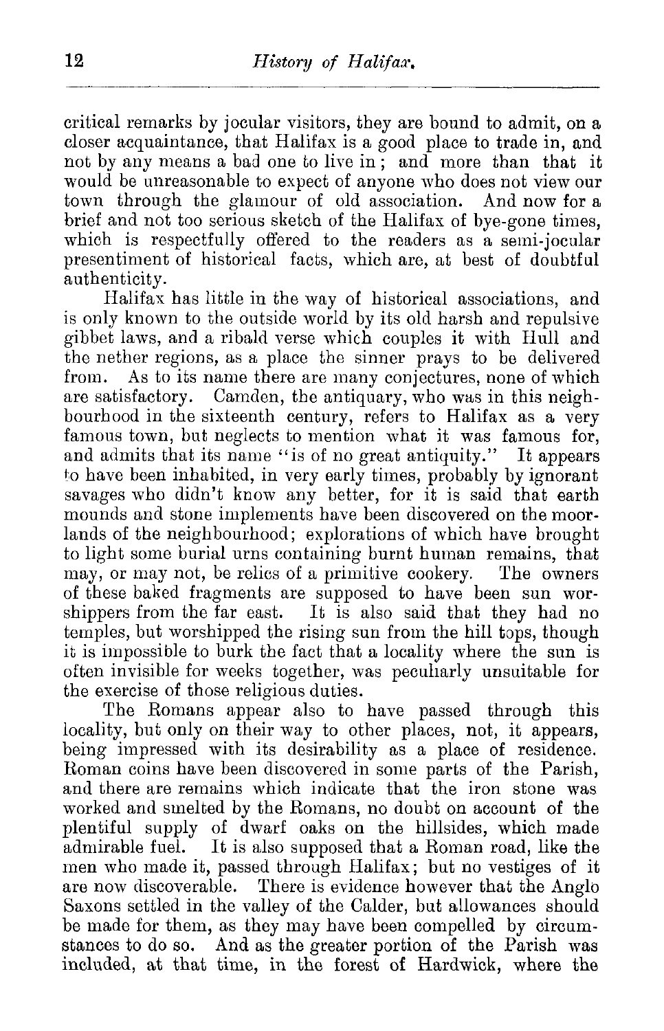critical remarks by jocular visitors, they are bound to admit, on a closer acquaintance, that Halifax is a good place to trade in, and not by any means a bad one to live in; and more than that it would be unreasonable to expect of anyone who does not view our town through the glamour of old association. And now for a brief and not too serious sketch of the Halifax of bye-gone times, which is respectfully offered to the readers as a semi-jocular presentiment of historical facts, which are, at best of doubtful authenticity.

Halifax has little in the way of historical associations, and is only known to the outside world by its old harsh and repulsive gibbet laws, and a ribald verse which couples it with Hull and the nether regions, as a place the sinner prays to be delivered from. As to its name there are many conjectures, none of which are satisfactory. Camden, the antiquary, who was in this neighbourhood in the sixteenth century, refers to Halifax as a very famous town, but neglects to mention what it was famous for, and admits that its name "is of no great antiquity." It appears to have been inhabited, in very early times, probably by ignorant savages who didn't know any better, for it is said that earth mounds and stone implements have been discovered on the moorlands of the neighbourhood; explorations of which have brought to light some burial urns containing burnt human remains, that may, or may not, be relics of a primitive cookery. The owners of these baked fragments are supposed to have been sun worshippers from the far east. It is also said that they had no temples, but worshipped the rising sun from the hill tops, though it is impossible to burk the fact that a locality where the sun is often invisible for weeks together, was peculiarly unsuitable for the exercise of those religious duties.

The Romans appear also to have passed through this locality, but only on their way to other places, not, it appears, being impressed with its desirability as a place of residence. Roman coins have been discovered in some parts of the Parish, and there are remains which indicate that the iron stone was worked and smelted by the Romans, no doubt on account of the plentiful supply of dwarf oaks on the hillsides, which made admirable fuel. It is also supposed that a Roman road, like the men who made it, passed through Halifax; but no vestiges of it are now discoverable. There is evidence however that the Anglo Saxons settled in the valley of the Calder, but allowances should be made for them, as they may have been compelled by circumstances to do so. And as the greater portion of the Parish was included, at that time, in the forest of Hardwick, where the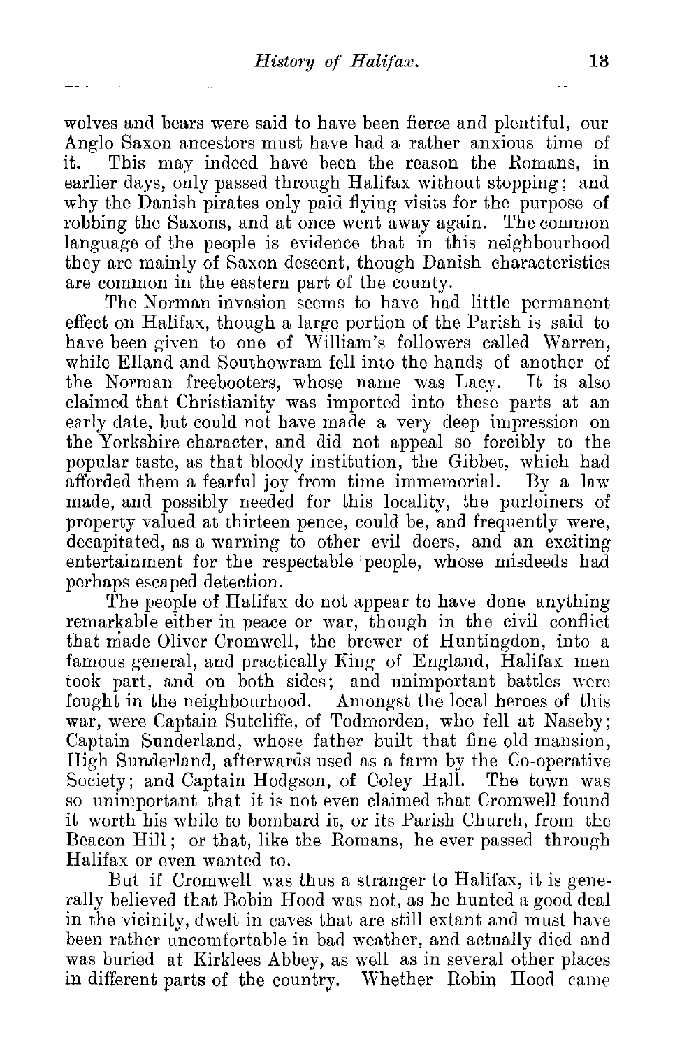wolves and bears were said to have been fierce and plentiful, our Anglo Saxon ancestors must have had a rather anxious time of it. This may indeed have been the reason the Romans, in earlier days, only passed through Halifax without stopping; and why the Danish pirates only paid flying visits for the purpose of robbing the Saxons, and at once went away again. The common language of the people is evidence that in this neighbourhood they are mainly of Saxon descent, though Danish characteristics are common in the eastern part of the county.

The Norman invasion seems to have had little permanent effect on Halifax, though a large portion of the Parish is said to have been given to one of William's followers called Warren, while Elland and Southowram fell into the hands of another of the Norman freebooters, whose name was Lacy. It is also claimed that Christianity was imported into these parts at an early date, but could not have made a very deep impression on the Yorkshire character, and did not appeal so forcibly to the popular taste, as that bloody institution, the Gibbet, which had afforded them a fearful joy from time immemorial. By a law made, and possibly needed for this locality, the purloiners of property valued at thirteen pence, could be, and frequently were, decapitated, as a warning to other evil doers, and an exciting entertainment for the respectable 'people, whose misdeeds had perhaps escaped detection.

The people of Halifax do not appear to have done anything remarkable either in peace or war, though in the civil conflict that made Oliver Cromwell, the brewer of Huntingdon, into a famous general, and practically King of England, Halifax men took part, and on both sides; and unimportant battles were fought in the neighbourhood. Amongst the local heroes of this war, were Captain Sutcliffe, of Todmorden, who fell at Naseby; Captain Sunderland, whose father built that fine old mansion, High Sunderland, afterwards used as a farm by the Co-operative Society; and Captain Hodgson, of Coley Hall. The town was so unimportant that it is not even claimed that Cromwell found it worth his while to bombard it, or its Parish Church, from the Beacon Hill; or that, like the Romans, he ever passed through Halifax or even wanted to.

But if Cromwell was thus a stranger to Halifax, it is generally believed that Robin Hood was not, as he hunted a good deal in the vicinity, dwelt in caves that are still extant and must have been rather uncomfortable in bad weather, and actually died and was buried at Kirklees Abbey, as well as in several other places in different parts of the country. Whether Robin Hood came